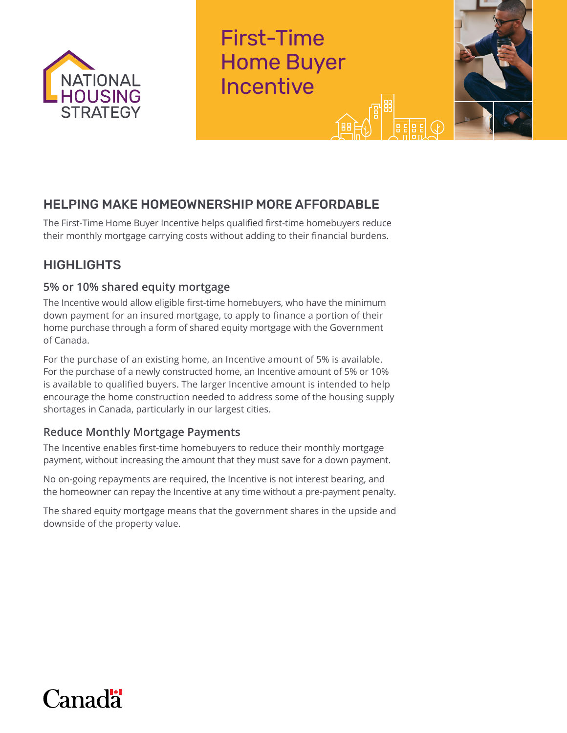NATIONAL HOUSING STRATEGY

# First-Time Home Buyer Incentive

## HELPING MAKE HOMEOWNERSHIP MORE AFFORDABLE

The First-Time Home Buyer Incentive helps qualified first-time homebuyers reduce their monthly mortgage carrying costs without adding to their financial burdens.

## HIGHLIGHTS

### 5% or 10% shared equity mortgage

The Incentive would allow eligible first-time homebuyers, who have the minimum down payment for an insured mortgage, to apply to finance a portion of their home purchase through a form of shared equity mortgage with the Government of Canada.

For the purchase of an existing home, an Incentive amount of 5% is available. For the purchase of a newly constructed home, an Incentive amount of 5% or 10% is available to qualified buyers. The larger Incentive amount is intended to help encourage the home construction needed to address some of the housing supply shortages in Canada, particularly in our largest cities.

### Reduce Monthly Mortgage Payments

The Incentive enables first-time homebuyers to reduce their monthly mortgage payment, without increasing the amount that they must save for a down payment.

No on-going repayments are required, the Incentive is not interest bearing, and the homeowner can repay the Incentive at any time without a pre-payment penalty.

The shared equity mortgage means that the government shares in the upside and downside of the property value.

Canada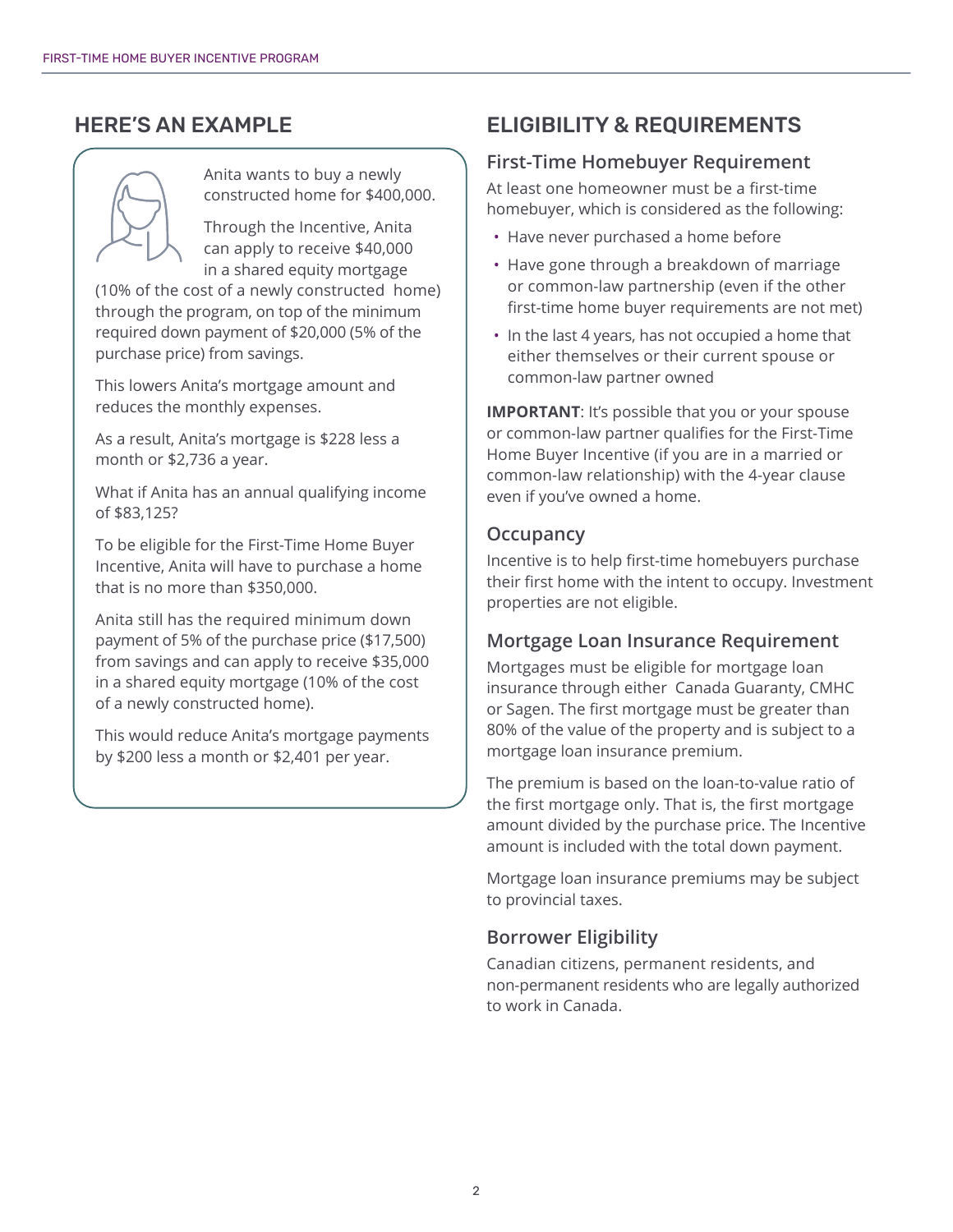## HERE'S AN EXAMPLE

Anita wants to buy a newly constructed home for $400,000.

Through the Incentive, Anita can apply to receive $40,000 in a shared equity mortgage (10% of the cost of a newly constructed home) through the program, on top of the minimum required down payment of $20,000 (5% of the purchase price) from savings.

This lowers Anita's mortgage amount and reduces the monthly expenses.

As a result, Anita's mortgage is $228 less a month or $2,736 a year.

What if Anita has an annual qualifying income of $83,125?

To be eligible for the First-Time Home Buyer Incentive, Anita will have to purchase a home that is no more than $350,000.

Anita still has the required minimum down payment of 5% of the purchase price ($17,500) from savings and can apply to receive $35,000 in a shared equity mortgage (10% of the cost of a newly constructed home).

This would reduce Anita's mortgage payments by $200 less a month or $2,401 per year.

## ELIGIBILITY & REQUIREMENTS

### First-Time Homebuyer Requirement

At least one homeowner must be a first-time homebuyer, which is considered as the following:

- Have never purchased a home before
- Have gone through a breakdown of marriage or common-law partnership (even if the other first-time home buyer requirements are not met)
- In the last 4 years, has not occupied a home that either themselves or their current spouse or common-law partner owned

**IMPORTANT**: It's possible that you or your spouse or common-law partner qualifies for the First-Time Home Buyer Incentive (if you are in a married or common-law relationship) with the 4-year clause even if you've owned a home.

### Occupancy

Incentive is to help first-time homebuyers purchase their first home with the intent to occupy. Investment properties are not eligible.

### Mortgage Loan Insurance Requirement

Mortgages must be eligible for mortgage loan insurance through either Canada Guaranty, CMHC or Sagen. The first mortgage must be greater than 80% of the value of the property and is subject to a mortgage loan insurance premium.

The premium is based on the loan-to-value ratio of the first mortgage only. That is, the first mortgage amount divided by the purchase price. The Incentive amount is included with the total down payment.

Mortgage loan insurance premiums may be subject to provincial taxes.

### Borrower Eligibility

Canadian citizens, permanent residents, and non-permanent residents who are legally authorized to work in Canada.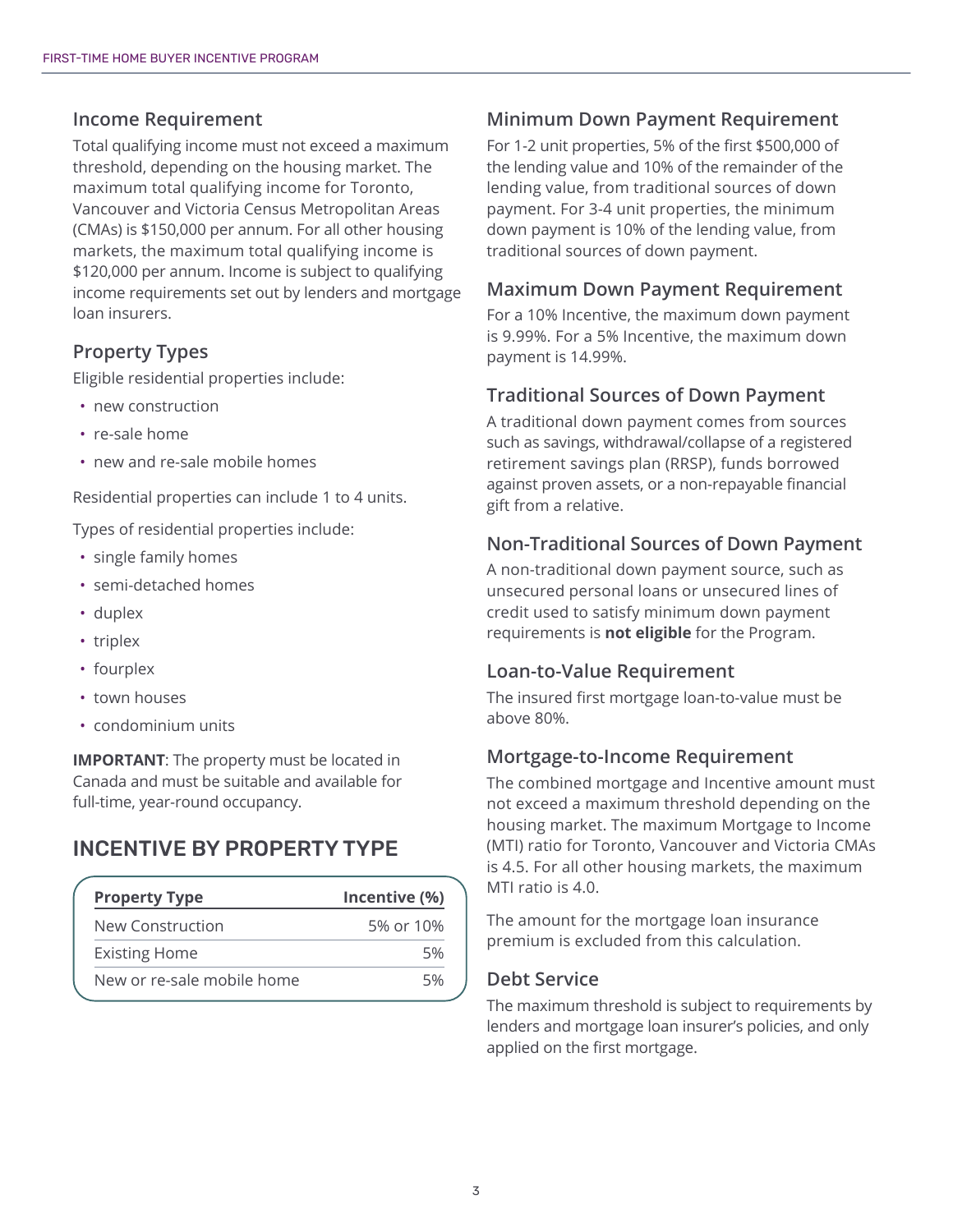### Income Requirement

Total qualifying income must not exceed a maximum threshold, depending on the housing market. The maximum total qualifying income for Toronto, Vancouver and Victoria Census Metropolitan Areas (CMAs) is $150,000 per annum. For all other housing markets, the maximum total qualifying income is $120,000 per annum. Income is subject to qualifying income requirements set out by lenders and mortgage loan insurers.

### Property Types

Eligible residential properties include:

- new construction
- re-sale home
- new and re-sale mobile homes

Residential properties can include 1 to 4 units.

Types of residential properties include:

- single family homes
- semi-detached homes
- duplex
- triplex
- fourplex
- town houses
- condominium units

**IMPORTANT**: The property must be located in Canada and must be suitable and available for full-time, year-round occupancy.

## INCENTIVE BY PROPERTY TYPE

| Property Type | Incentive (%) |
|---|---|
| New Construction | 5% or 10% |
| Existing Home | 5% |
| New or re-sale mobile home | 5% |

### Minimum Down Payment Requirement

For 1-2 unit properties, 5% of the first $500,000 of the lending value and 10% of the remainder of the lending value, from traditional sources of down payment. For 3-4 unit properties, the minimum down payment is 10% of the lending value, from traditional sources of down payment.

### Maximum Down Payment Requirement

For a 10% Incentive, the maximum down payment is 9.99%. For a 5% Incentive, the maximum down payment is 14.99%.

### Traditional Sources of Down Payment

A traditional down payment comes from sources such as savings, withdrawal/collapse of a registered retirement savings plan (RRSP), funds borrowed against proven assets, or a non-repayable financial gift from a relative.

### Non-Traditional Sources of Down Payment

A non-traditional down payment source, such as unsecured personal loans or unsecured lines of credit used to satisfy minimum down payment requirements is **not eligible** for the Program.

### Loan-to-Value Requirement

The insured first mortgage loan-to-value must be above 80%.

### Mortgage-to-Income Requirement

The combined mortgage and Incentive amount must not exceed a maximum threshold depending on the housing market. The maximum Mortgage to Income (MTI) ratio for Toronto, Vancouver and Victoria CMAs is 4.5. For all other housing markets, the maximum MTI ratio is 4.0.

The amount for the mortgage loan insurance premium is excluded from this calculation.

### Debt Service

The maximum threshold is subject to requirements by lenders and mortgage loan insurer's policies, and only applied on the first mortgage.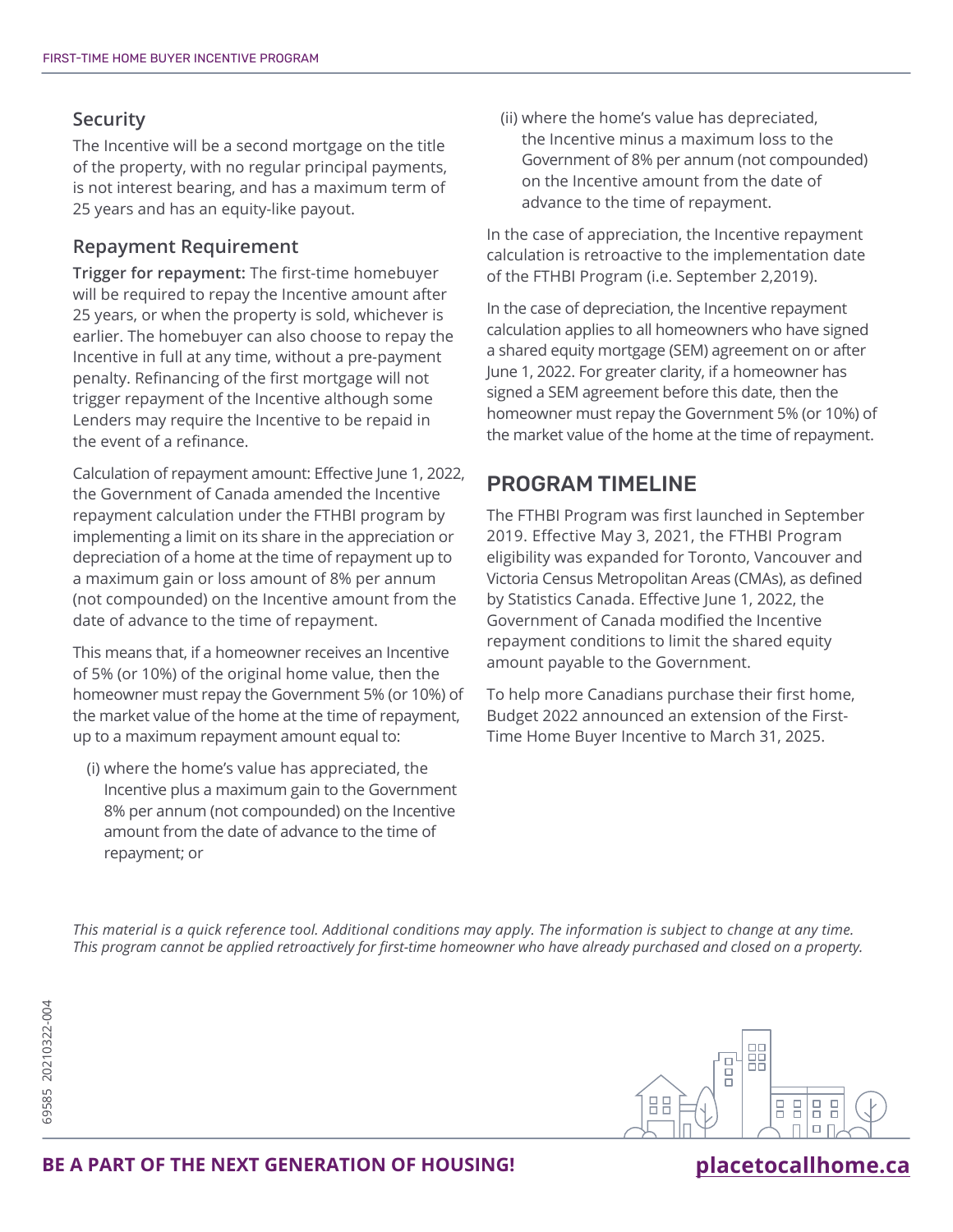### Security

The Incentive will be a second mortgage on the title of the property, with no regular principal payments, is not interest bearing, and has a maximum term of 25 years and has an equity-like payout.

### Repayment Requirement

**Trigger for repayment:** The first-time homebuyer will be required to repay the Incentive amount after 25 years, or when the property is sold, whichever is earlier. The homebuyer can also choose to repay the Incentive in full at any time, without a pre-payment penalty. Refinancing of the first mortgage will not trigger repayment of the Incentive although some Lenders may require the Incentive to be repaid in the event of a refinance.

Calculation of repayment amount: Effective June 1, 2022, the Government of Canada amended the Incentive repayment calculation under the FTHBI program by implementing a limit on its share in the appreciation or depreciation of a home at the time of repayment up to a maximum gain or loss amount of 8% per annum (not compounded) on the Incentive amount from the date of advance to the time of repayment.

This means that, if a homeowner receives an Incentive of 5% (or 10%) of the original home value, then the homeowner must repay the Government 5% (or 10%) of the market value of the home at the time of repayment, up to a maximum repayment amount equal to:

(i) where the home's value has appreciated, the Incentive plus a maximum gain to the Government 8% per annum (not compounded) on the Incentive amount from the date of advance to the time of repayment; or

(ii) where the home's value has depreciated, the Incentive minus a maximum loss to the Government of 8% per annum (not compounded) on the Incentive amount from the date of advance to the time of repayment.

In the case of appreciation, the Incentive repayment calculation is retroactive to the implementation date of the FTHBI Program (i.e. September 2,2019).

In the case of depreciation, the Incentive repayment calculation applies to all homeowners who have signed a shared equity mortgage (SEM) agreement on or after June 1, 2022. For greater clarity, if a homeowner has signed a SEM agreement before this date, then the homeowner must repay the Government 5% (or 10%) of the market value of the home at the time of repayment.

## PROGRAM TIMELINE

The FTHBI Program was first launched in September 2019. Effective May 3, 2021, the FTHBI Program eligibility was expanded for Toronto, Vancouver and Victoria Census Metropolitan Areas (CMAs), as defined by Statistics Canada. Effective June 1, 2022, the Government of Canada modified the Incentive repayment conditions to limit the shared equity amount payable to the Government.

To help more Canadians purchase their first home, Budget 2022 announced an extension of the First-Time Home Buyer Incentive to March 31, 2025.

*This material is a quick reference tool. Additional conditions may apply. The information is subject to change at any time. This program cannot be applied retroactively for first-time homeowner who have already purchased and closed on a property.*

69585 20210322-004

**BE A PART OF THE NEXT GENERATION OF HOUSING!**

**placetocallhome.ca**